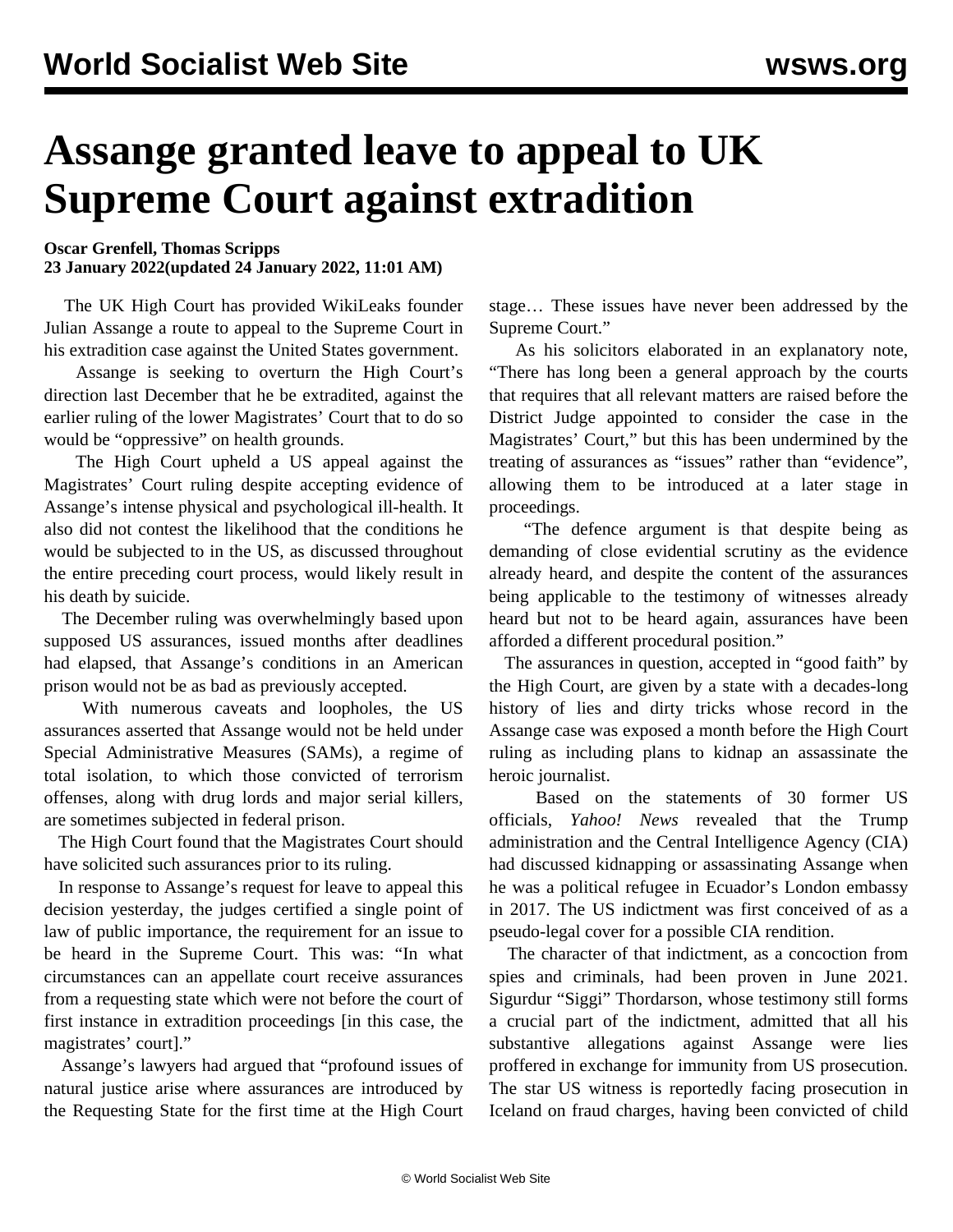# Assange granted leave to appeal to UK Supreme Court against extradition

**Oscar Grenfell, Thomas Scripps**
**23 January 2022(updated 24 January 2022, 11:01 AM)**

The UK High Court has provided WikiLeaks founder Julian Assange a route to appeal to the Supreme Court in his extradition case against the United States government.

Assange is seeking to overturn the High Court's direction last December that he be extradited, against the earlier ruling of the lower Magistrates' Court that to do so would be "oppressive" on health grounds.

The High Court upheld a US appeal against the Magistrates' Court ruling despite accepting evidence of Assange's intense physical and psychological ill-health. It also did not contest the likelihood that the conditions he would be subjected to in the US, as discussed throughout the entire preceding court process, would likely result in his death by suicide.

The December ruling was overwhelmingly based upon supposed US assurances, issued months after deadlines had elapsed, that Assange's conditions in an American prison would not be as bad as previously accepted.

With numerous caveats and loopholes, the US assurances asserted that Assange would not be held under Special Administrative Measures (SAMs), a regime of total isolation, to which those convicted of terrorism offenses, along with drug lords and major serial killers, are sometimes subjected in federal prison.

The High Court found that the Magistrates Court should have solicited such assurances prior to its ruling.

In response to Assange's request for leave to appeal this decision yesterday, the judges certified a single point of law of public importance, the requirement for an issue to be heard in the Supreme Court. This was: "In what circumstances can an appellate court receive assurances from a requesting state which were not before the court of first instance in extradition proceedings [in this case, the magistrates' court]."

Assange's lawyers had argued that "profound issues of natural justice arise where assurances are introduced by the Requesting State for the first time at the High Court stage… These issues have never been addressed by the Supreme Court."

As his solicitors elaborated in an explanatory note, "There has long been a general approach by the courts that requires that all relevant matters are raised before the District Judge appointed to consider the case in the Magistrates' Court," but this has been undermined by the treating of assurances as "issues" rather than "evidence", allowing them to be introduced at a later stage in proceedings.

"The defence argument is that despite being as demanding of close evidential scrutiny as the evidence already heard, and despite the content of the assurances being applicable to the testimony of witnesses already heard but not to be heard again, assurances have been afforded a different procedural position."

The assurances in question, accepted in "good faith" by the High Court, are given by a state with a decades-long history of lies and dirty tricks whose record in the Assange case was exposed a month before the High Court ruling as including plans to kidnap an assassinate the heroic journalist.

Based on the statements of 30 former US officials, *Yahoo! News* revealed that the Trump administration and the Central Intelligence Agency (CIA) had discussed kidnapping or assassinating Assange when he was a political refugee in Ecuador's London embassy in 2017. The US indictment was first conceived of as a pseudo-legal cover for a possible CIA rendition.

The character of that indictment, as a concoction from spies and criminals, had been proven in June 2021. Sigurdur "Siggi" Thordarson, whose testimony still forms a crucial part of the indictment, admitted that all his substantive allegations against Assange were lies proffered in exchange for immunity from US prosecution. The star US witness is reportedly facing prosecution in Iceland on fraud charges, having been convicted of child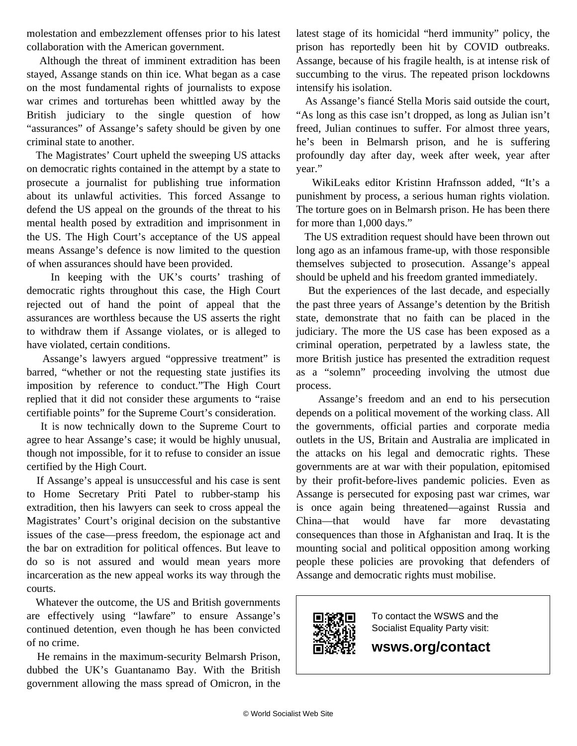molestation and embezzlement offenses prior to his latest collaboration with the American government.

Although the threat of imminent extradition has been stayed, Assange stands on thin ice. What began as a case on the most fundamental rights of journalists to expose war crimes and torturehas been whittled away by the British judiciary to the single question of how "assurances" of Assange's safety should be given by one criminal state to another.

The Magistrates' Court upheld the sweeping US attacks on democratic rights contained in the attempt by a state to prosecute a journalist for publishing true information about its unlawful activities. This forced Assange to defend the US appeal on the grounds of the threat to his mental health posed by extradition and imprisonment in the US. The High Court's acceptance of the US appeal means Assange's defence is now limited to the question of when assurances should have been provided.

In keeping with the UK's courts' trashing of democratic rights throughout this case, the High Court rejected out of hand the point of appeal that the assurances are worthless because the US asserts the right to withdraw them if Assange violates, or is alleged to have violated, certain conditions.

Assange's lawyers argued "oppressive treatment" is barred, "whether or not the requesting state justifies its imposition by reference to conduct."The High Court replied that it did not consider these arguments to "raise certifiable points" for the Supreme Court's consideration.

It is now technically down to the Supreme Court to agree to hear Assange's case; it would be highly unusual, though not impossible, for it to refuse to consider an issue certified by the High Court.

If Assange's appeal is unsuccessful and his case is sent to Home Secretary Priti Patel to rubber-stamp his extradition, then his lawyers can seek to cross appeal the Magistrates' Court's original decision on the substantive issues of the case—press freedom, the espionage act and the bar on extradition for political offences. But leave to do so is not assured and would mean years more incarceration as the new appeal works its way through the courts.

Whatever the outcome, the US and British governments are effectively using "lawfare" to ensure Assange's continued detention, even though he has been convicted of no crime.

He remains in the maximum-security Belmarsh Prison, dubbed the UK's Guantanamo Bay. With the British government allowing the mass spread of Omicron, in the latest stage of its homicidal "herd immunity" policy, the prison has reportedly been hit by COVID outbreaks. Assange, because of his fragile health, is at intense risk of succumbing to the virus. The repeated prison lockdowns intensify his isolation.

As Assange's fiancé Stella Moris said outside the court, "As long as this case isn't dropped, as long as Julian isn't freed, Julian continues to suffer. For almost three years, he's been in Belmarsh prison, and he is suffering profoundly day after day, week after week, year after year."

WikiLeaks editor Kristinn Hrafnsson added, "It's a punishment by process, a serious human rights violation. The torture goes on in Belmarsh prison. He has been there for more than 1,000 days."

The US extradition request should have been thrown out long ago as an infamous frame-up, with those responsible themselves subjected to prosecution. Assange's appeal should be upheld and his freedom granted immediately.

But the experiences of the last decade, and especially the past three years of Assange's detention by the British state, demonstrate that no faith can be placed in the judiciary. The more the US case has been exposed as a criminal operation, perpetrated by a lawless state, the more British justice has presented the extradition request as a "solemn" proceeding involving the utmost due process.

Assange's freedom and an end to his persecution depends on a political movement of the working class. All the governments, official parties and corporate media outlets in the US, Britain and Australia are implicated in the attacks on his legal and democratic rights. These governments are at war with their population, epitomised by their profit-before-lives pandemic policies. Even as Assange is persecuted for exposing past war crimes, war is once again being threatened—against Russia and China—that would have far more devastating consequences than those in Afghanistan and Iraq. It is the mounting social and political opposition among working people these policies are provoking that defenders of Assange and democratic rights must mobilise.

To contact the WSWS and the Socialist Equality Party visit:

**wsws.org/contact**